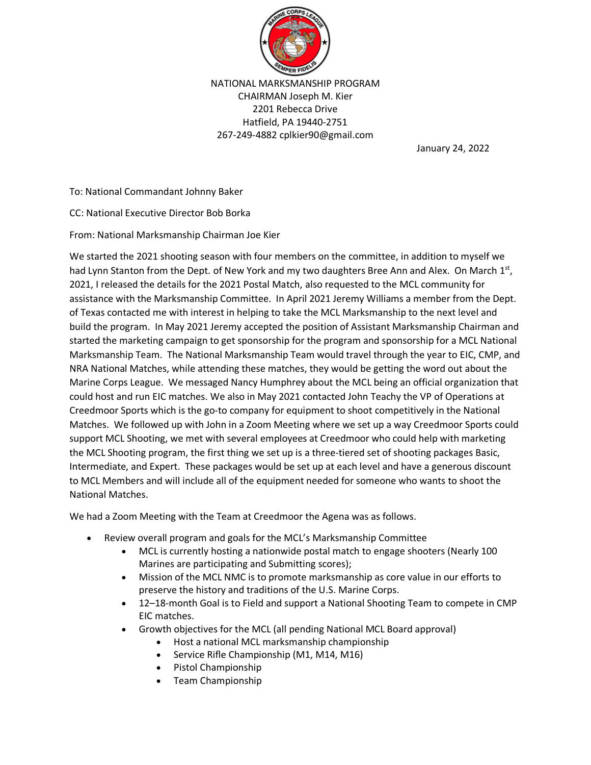NATIONAL MARKSMANSHIP PROGRAM
CHAIRMAN Joseph M. Kier
2201 Rebecca Drive
Hatfield, PA 19440-2751
267-249-4882 cplkier90@gmail.com

January 24, 2022

To: National Commandant Johnny Baker

CC: National Executive Director Bob Borka

From: National Marksmanship Chairman Joe Kier

We started the 2021 shooting season with four members on the committee, in addition to myself we had Lynn Stanton from the Dept. of New York and my two daughters Bree Ann and Alex. On March 1st, 2021, I released the details for the 2021 Postal Match, also requested to the MCL community for assistance with the Marksmanship Committee. In April 2021 Jeremy Williams a member from the Dept. of Texas contacted me with interest in helping to take the MCL Marksmanship to the next level and build the program. In May 2021 Jeremy accepted the position of Assistant Marksmanship Chairman and started the marketing campaign to get sponsorship for the program and sponsorship for a MCL National Marksmanship Team. The National Marksmanship Team would travel through the year to EIC, CMP, and NRA National Matches, while attending these matches, they would be getting the word out about the Marine Corps League. We messaged Nancy Humphrey about the MCL being an official organization that could host and run EIC matches. We also in May 2021 contacted John Teachy the VP of Operations at Creedmoor Sports which is the go-to company for equipment to shoot competitively in the National Matches. We followed up with John in a Zoom Meeting where we set up a way Creedmoor Sports could support MCL Shooting, we met with several employees at Creedmoor who could help with marketing the MCL Shooting program, the first thing we set up is a three-tiered set of shooting packages Basic, Intermediate, and Expert. These packages would be set up at each level and have a generous discount to MCL Members and will include all of the equipment needed for someone who wants to shoot the National Matches.

We had a Zoom Meeting with the Team at Creedmoor the Agena was as follows.

- Review overall program and goals for the MCL's Marksmanship Committee
  - MCL is currently hosting a nationwide postal match to engage shooters (Nearly 100 Marines are participating and Submitting scores);
  - Mission of the MCL NMC is to promote marksmanship as core value in our efforts to preserve the history and traditions of the U.S. Marine Corps.
  - 12–18-month Goal is to Field and support a National Shooting Team to compete in CMP EIC matches.
  - Growth objectives for the MCL (all pending National MCL Board approval)
    - Host a national MCL marksmanship championship
    - Service Rifle Championship (M1, M14, M16)
    - Pistol Championship
    - Team Championship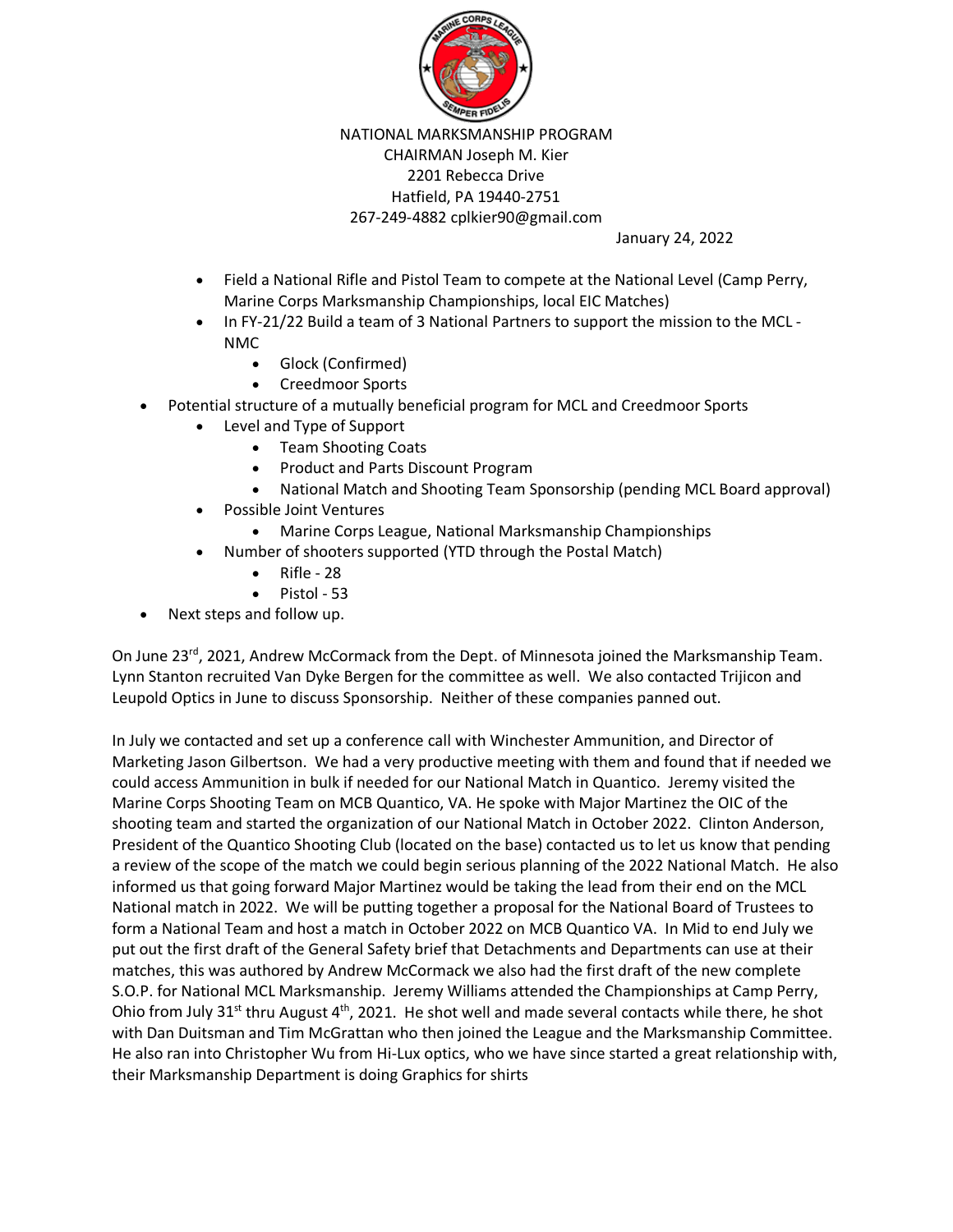NATIONAL MARKSMANSHIP PROGRAM
CHAIRMAN Joseph M. Kier
2201 Rebecca Drive
Hatfield, PA 19440-2751
267-249-4882 cplkier90@gmail.com

January 24, 2022

    - Field a National Rifle and Pistol Team to compete at the National Level (Camp Perry, Marine Corps Marksmanship Championships, local EIC Matches)
    - In FY-21/22 Build a team of 3 National Partners to support the mission to the MCL - NMC
        - Glock (Confirmed)
        - Creedmoor Sports
- Potential structure of a mutually beneficial program for MCL and Creedmoor Sports
    - Level and Type of Support
        - Team Shooting Coats
        - Product and Parts Discount Program
        - National Match and Shooting Team Sponsorship (pending MCL Board approval)
    - Possible Joint Ventures
        - Marine Corps League, National Marksmanship Championships
    - Number of shooters supported (YTD through the Postal Match)
        - Rifle - 28
        - Pistol - 53
- Next steps and follow up.

On June 23rd, 2021, Andrew McCormack from the Dept. of Minnesota joined the Marksmanship Team. Lynn Stanton recruited Van Dyke Bergen for the committee as well. We also contacted Trijicon and Leupold Optics in June to discuss Sponsorship. Neither of these companies panned out.

In July we contacted and set up a conference call with Winchester Ammunition, and Director of Marketing Jason Gilbertson. We had a very productive meeting with them and found that if needed we could access Ammunition in bulk if needed for our National Match in Quantico. Jeremy visited the Marine Corps Shooting Team on MCB Quantico, VA. He spoke with Major Martinez the OIC of the shooting team and started the organization of our National Match in October 2022. Clinton Anderson, President of the Quantico Shooting Club (located on the base) contacted us to let us know that pending a review of the scope of the match we could begin serious planning of the 2022 National Match. He also informed us that going forward Major Martinez would be taking the lead from their end on the MCL National match in 2022. We will be putting together a proposal for the National Board of Trustees to form a National Team and host a match in October 2022 on MCB Quantico VA. In Mid to end July we put out the first draft of the General Safety brief that Detachments and Departments can use at their matches, this was authored by Andrew McCormack we also had the first draft of the new complete S.O.P. for National MCL Marksmanship. Jeremy Williams attended the Championships at Camp Perry, Ohio from July 31st thru August 4th, 2021. He shot well and made several contacts while there, he shot with Dan Duitsman and Tim McGrattan who then joined the League and the Marksmanship Committee. He also ran into Christopher Wu from Hi-Lux optics, who we have since started a great relationship with, their Marksmanship Department is doing Graphics for shirts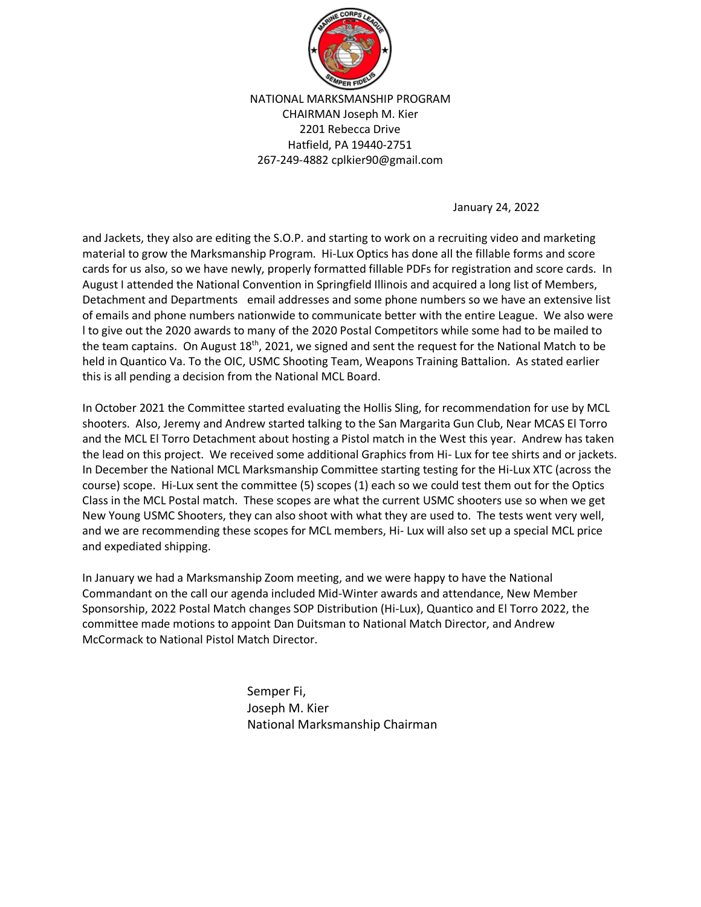NATIONAL MARKSMANSHIP PROGRAM
CHAIRMAN Joseph M. Kier
2201 Rebecca Drive
Hatfield, PA 19440-2751
267-249-4882 cplkier90@gmail.com

January 24, 2022

and Jackets, they also are editing the S.O.P. and starting to work on a recruiting video and marketing material to grow the Marksmanship Program. Hi-Lux Optics has done all the fillable forms and score cards for us also, so we have newly, properly formatted fillable PDFs for registration and score cards. In August I attended the National Convention in Springfield Illinois and acquired a long list of Members, Detachment and Departments email addresses and some phone numbers so we have an extensive list of emails and phone numbers nationwide to communicate better with the entire League. We also were l to give out the 2020 awards to many of the 2020 Postal Competitors while some had to be mailed to the team captains. On August 18th, 2021, we signed and sent the request for the National Match to be held in Quantico Va. To the OIC, USMC Shooting Team, Weapons Training Battalion. As stated earlier this is all pending a decision from the National MCL Board.

In October 2021 the Committee started evaluating the Hollis Sling, for recommendation for use by MCL shooters. Also, Jeremy and Andrew started talking to the San Margarita Gun Club, Near MCAS El Torro and the MCL El Torro Detachment about hosting a Pistol match in the West this year. Andrew has taken the lead on this project. We received some additional Graphics from Hi- Lux for tee shirts and or jackets. In December the National MCL Marksmanship Committee starting testing for the Hi-Lux XTC (across the course) scope. Hi-Lux sent the committee (5) scopes (1) each so we could test them out for the Optics Class in the MCL Postal match. These scopes are what the current USMC shooters use so when we get New Young USMC Shooters, they can also shoot with what they are used to. The tests went very well, and we are recommending these scopes for MCL members, Hi- Lux will also set up a special MCL price and expediated shipping.

In January we had a Marksmanship Zoom meeting, and we were happy to have the National Commandant on the call our agenda included Mid-Winter awards and attendance, New Member Sponsorship, 2022 Postal Match changes SOP Distribution (Hi-Lux), Quantico and El Torro 2022, the committee made motions to appoint Dan Duitsman to National Match Director, and Andrew McCormack to National Pistol Match Director.

Semper Fi,
Joseph M. Kier
National Marksmanship Chairman